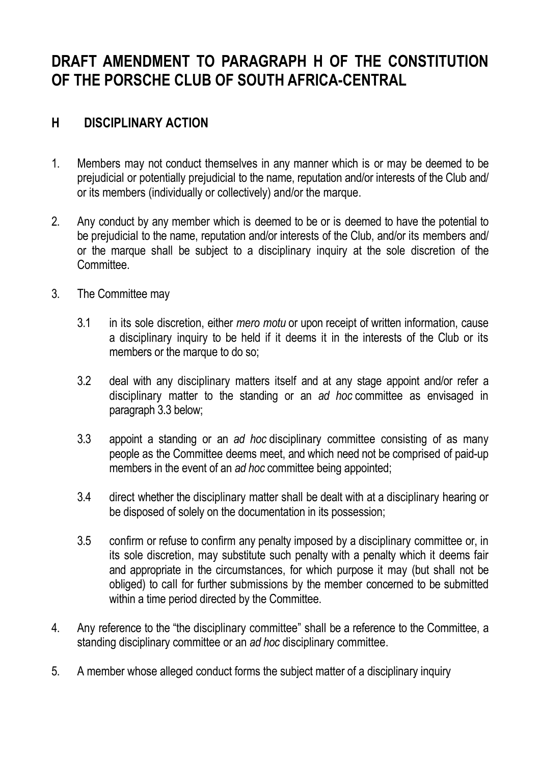# DRAFT AMENDMENT TO PARAGRAPH H OF THE CONSTITUTION OF THE PORSCHE CLUB OF SOUTH AFRICA-CENTRAL

## H DISCIPLINARY ACTION

1. Members may not conduct themselves in any manner which is or may be deemed to be prejudicial or potentially prejudicial to the name, reputation and/or interests of the Club and/ or its members (individually or collectively) and/or the marque.

2. Any conduct by any member which is deemed to be or is deemed to have the potential to be prejudicial to the name, reputation and/or interests of the Club, and/or its members and/ or the marque shall be subject to a disciplinary inquiry at the sole discretion of the Committee.

3. The Committee may

   3.1 in its sole discretion, either *mero motu* or upon receipt of written information, cause a disciplinary inquiry to be held if it deems it in the interests of the Club or its members or the marque to do so;

   3.2 deal with any disciplinary matters itself and at any stage appoint and/or refer a disciplinary matter to the standing or an *ad hoc* committee as envisaged in paragraph 3.3 below;

   3.3 appoint a standing or an *ad hoc* disciplinary committee consisting of as many people as the Committee deems meet, and which need not be comprised of paid-up members in the event of an *ad hoc* committee being appointed;

   3.4 direct whether the disciplinary matter shall be dealt with at a disciplinary hearing or be disposed of solely on the documentation in its possession;

   3.5 confirm or refuse to confirm any penalty imposed by a disciplinary committee or, in its sole discretion, may substitute such penalty with a penalty which it deems fair and appropriate in the circumstances, for which purpose it may (but shall not be obliged) to call for further submissions by the member concerned to be submitted within a time period directed by the Committee.

4. Any reference to the "the disciplinary committee" shall be a reference to the Committee, a standing disciplinary committee or an *ad hoc* disciplinary committee.

5. A member whose alleged conduct forms the subject matter of a disciplinary inquiry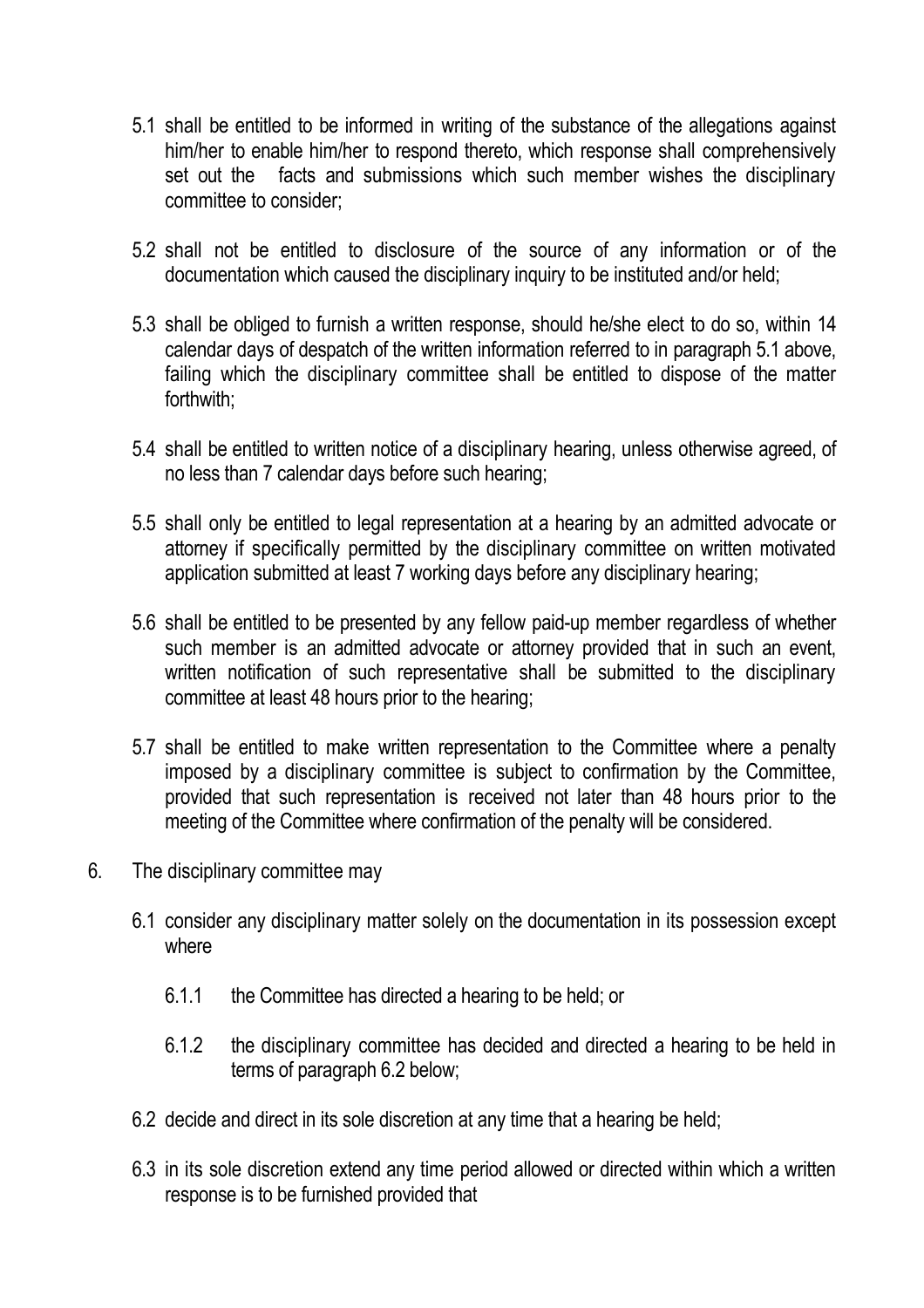5.1 shall be entitled to be informed in writing of the substance of the allegations against him/her to enable him/her to respond thereto, which response shall comprehensively set out the facts and submissions which such member wishes the disciplinary committee to consider;

5.2 shall not be entitled to disclosure of the source of any information or of the documentation which caused the disciplinary inquiry to be instituted and/or held;

5.3 shall be obliged to furnish a written response, should he/she elect to do so, within 14 calendar days of despatch of the written information referred to in paragraph 5.1 above, failing which the disciplinary committee shall be entitled to dispose of the matter forthwith;

5.4 shall be entitled to written notice of a disciplinary hearing, unless otherwise agreed, of no less than 7 calendar days before such hearing;

5.5 shall only be entitled to legal representation at a hearing by an admitted advocate or attorney if specifically permitted by the disciplinary committee on written motivated application submitted at least 7 working days before any disciplinary hearing;

5.6 shall be entitled to be presented by any fellow paid-up member regardless of whether such member is an admitted advocate or attorney provided that in such an event, written notification of such representative shall be submitted to the disciplinary committee at least 48 hours prior to the hearing;

5.7 shall be entitled to make written representation to the Committee where a penalty imposed by a disciplinary committee is subject to confirmation by the Committee, provided that such representation is received not later than 48 hours prior to the meeting of the Committee where confirmation of the penalty will be considered.

6. The disciplinary committee may

6.1 consider any disciplinary matter solely on the documentation in its possession except where

6.1.1 the Committee has directed a hearing to be held; or

6.1.2 the disciplinary committee has decided and directed a hearing to be held in terms of paragraph 6.2 below;

6.2 decide and direct in its sole discretion at any time that a hearing be held;

6.3 in its sole discretion extend any time period allowed or directed within which a written response is to be furnished provided that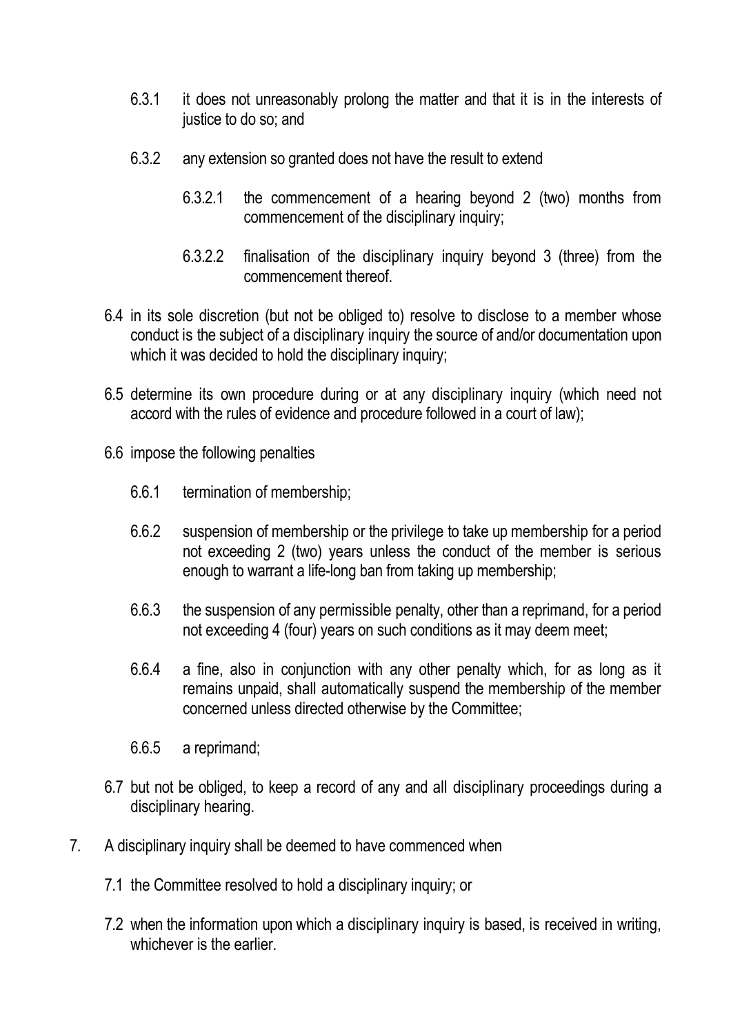6.3.1 it does not unreasonably prolong the matter and that it is in the interests of justice to do so; and

6.3.2 any extension so granted does not have the result to extend

6.3.2.1 the commencement of a hearing beyond 2 (two) months from commencement of the disciplinary inquiry;

6.3.2.2 finalisation of the disciplinary inquiry beyond 3 (three) from the commencement thereof.

6.4 in its sole discretion (but not be obliged to) resolve to disclose to a member whose conduct is the subject of a disciplinary inquiry the source of and/or documentation upon which it was decided to hold the disciplinary inquiry;

6.5 determine its own procedure during or at any disciplinary inquiry (which need not accord with the rules of evidence and procedure followed in a court of law);

6.6 impose the following penalties

6.6.1 termination of membership;

6.6.2 suspension of membership or the privilege to take up membership for a period not exceeding 2 (two) years unless the conduct of the member is serious enough to warrant a life-long ban from taking up membership;

6.6.3 the suspension of any permissible penalty, other than a reprimand, for a period not exceeding 4 (four) years on such conditions as it may deem meet;

6.6.4 a fine, also in conjunction with any other penalty which, for as long as it remains unpaid, shall automatically suspend the membership of the member concerned unless directed otherwise by the Committee;

6.6.5 a reprimand;

6.7 but not be obliged, to keep a record of any and all disciplinary proceedings during a disciplinary hearing.

7. A disciplinary inquiry shall be deemed to have commenced when

7.1 the Committee resolved to hold a disciplinary inquiry; or

7.2 when the information upon which a disciplinary inquiry is based, is received in writing, whichever is the earlier.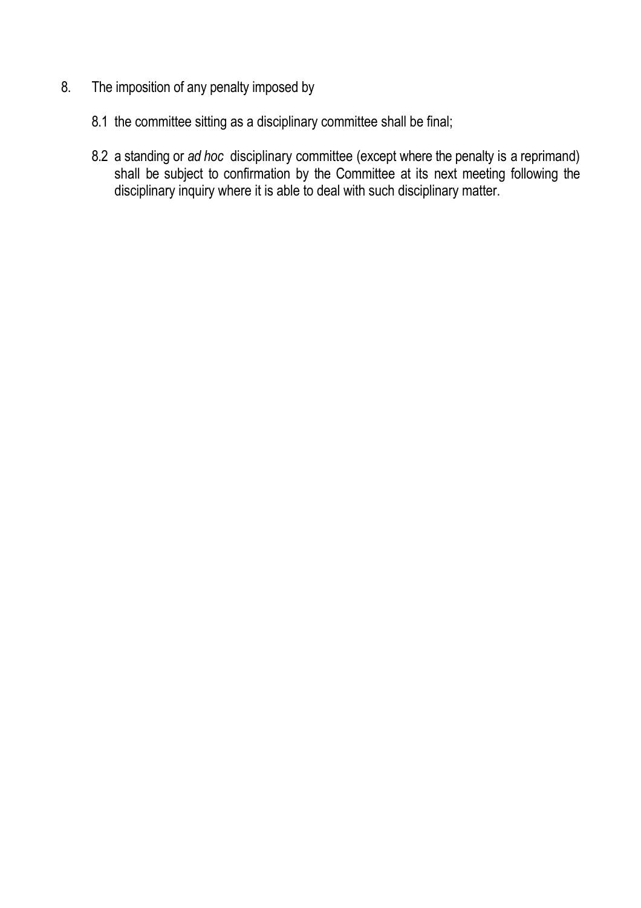8. The imposition of any penalty imposed by

   8.1 the committee sitting as a disciplinary committee shall be final;

   8.2 a standing or *ad hoc* disciplinary committee (except where the penalty is a reprimand) shall be subject to confirmation by the Committee at its next meeting following the disciplinary inquiry where it is able to deal with such disciplinary matter.